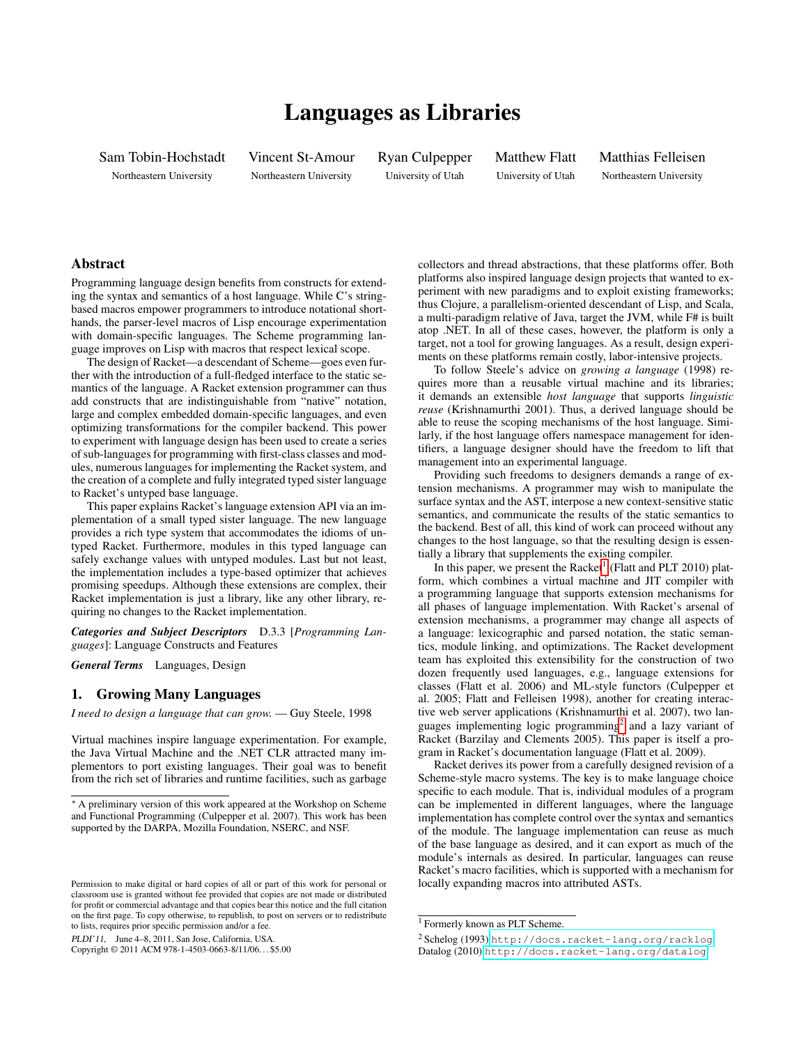# Languages as Libraries

Sam Tobin-Hochstadt (Northeastern University), Vincent St-Amour (Northeastern University), Ryan Culpepper (University of Utah), Matthew Flatt (University of Utah), Matthias Felleisen (Northeastern University)

## Abstract

Programming language design benefits from constructs for extending the syntax and semantics of a host language. While C's string-based macros empower programmers to introduce notational shorthands, the parser-level macros of Lisp encourage experimentation with domain-specific languages. The Scheme programming language improves on Lisp with macros that respect lexical scope.

The design of Racket—a descendant of Scheme—goes even further with the introduction of a full-fledged interface to the static semantics of the language. A Racket extension programmer can thus add constructs that are indistinguishable from "native" notation, large and complex embedded domain-specific languages, and even optimizing transformations for the compiler backend. This power to experiment with language design has been used to create a series of sub-languages for programming with first-class classes and modules, numerous languages for implementing the Racket system, and the creation of a complete and fully integrated typed sister language to Racket's untyped base language.

This paper explains Racket's language extension API via an implementation of a small typed sister language. The new language provides a rich type system that accommodates the idioms of untyped Racket. Furthermore, modules in this typed language can safely exchange values with untyped modules. Last but not least, the implementation includes a type-based optimizer that achieves promising speedups. Although these extensions are complex, their Racket implementation is just a library, like any other library, requiring no changes to the Racket implementation.

***Categories and Subject Descriptors*** D.3.3 [*Programming Languages*]: Language Constructs and Features

***General Terms*** Languages, Design

## 1. Growing Many Languages

*I need to design a language that can grow.* — Guy Steele, 1998

Virtual machines inspire language experimentation. For example, the Java Virtual Machine and the .NET CLR attracted many implementors to port existing languages. Their goal was to benefit from the rich set of libraries and runtime facilities, such as garbage collectors and thread abstractions, that these platforms offer. Both platforms also inspired language design projects that wanted to experiment with new paradigms and to exploit existing frameworks; thus Clojure, a parallelism-oriented descendant of Lisp, and Scala, a multi-paradigm relative of Java, target the JVM, while F# is built atop .NET. In all of these cases, however, the platform is only a target, not a tool for growing languages. As a result, design experiments on these platforms remain costly, labor-intensive projects.

To follow Steele's advice on *growing a language* (1998) requires more than a reusable virtual machine and its libraries; it demands an extensible *host language* that supports *linguistic reuse* (Krishnamurthi 2001). Thus, a derived language should be able to reuse the scoping mechanisms of the host language. Similarly, if the host language offers namespace management for identifiers, a language designer should have the freedom to lift that management into an experimental language.

Providing such freedoms to designers demands a range of extension mechanisms. A programmer may wish to manipulate the surface syntax and the AST, interpose a new context-sensitive static semantics, and communicate the results of the static semantics to the backend. Best of all, this kind of work can proceed without any changes to the host language, so that the resulting design is essentially a library that supplements the existing compiler.

In this paper, we present the Racket[1] (Flatt and PLT 2010) platform, which combines a virtual machine and JIT compiler with a programming language that supports extension mechanisms for all phases of language implementation. With Racket's arsenal of extension mechanisms, a programmer may change all aspects of a language: lexicographic and parsed notation, the static semantics, module linking, and optimizations. The Racket development team has exploited this extensibility for the construction of two dozen frequently used languages, e.g., language extensions for classes (Flatt et al. 2006) and ML-style functors (Culpepper et al. 2005; Flatt and Felleisen 1998), another for creating interactive web server applications (Krishnamurthi et al. 2007), two languages implementing logic programming[2] and a lazy variant of Racket (Barzilay and Clements 2005). This paper is itself a program in Racket's documentation language (Flatt et al. 2009).

Racket derives its power from a carefully designed revision of a Scheme-style macro systems. The key is to make language choice specific to each module. That is, individual modules of a program can be implemented in different languages, where the language implementation has complete control over the syntax and semantics of the module. The language implementation can reuse as much of the base language as desired, and it can export as much of the module's internals as desired. In particular, languages can reuse Racket's macro facilities, which is supported with a mechanism for locally expanding macros into attributed ASTs.

---

* A preliminary version of this work appeared at the Workshop on Scheme and Functional Programming (Culpepper et al. 2007). This work has been supported by the DARPA, Mozilla Foundation, NSERC, and NSF.

Permission to make digital or hard copies of all or part of this work for personal or classroom use is granted without fee provided that copies are not made or distributed for profit or commercial advantage and that copies bear this notice and the full citation on the first page. To copy otherwise, to republish, to post on servers or to redistribute to lists, requires prior specific permission and/or a fee.

*PLDI'11*, June 4–8, 2011, San Jose, California, USA.
Copyright © 2011 ACM 978-1-4503-0663-8/11/06... $5.00

[1] Formerly known as PLT Scheme.

[2] Schelog (1993) http://docs.racket-lang.org/racklog
Datalog (2010) http://docs.racket-lang.org/datalog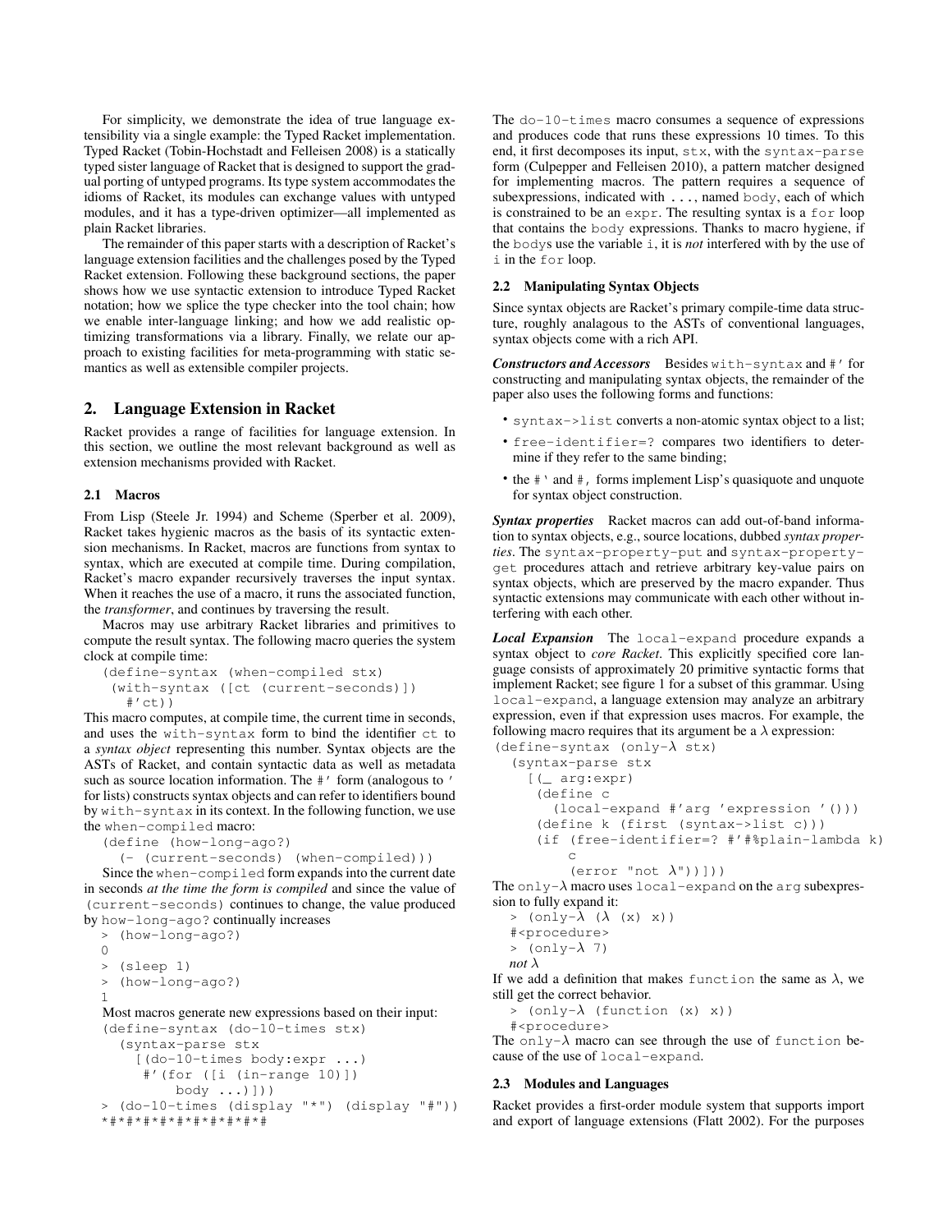For simplicity, we demonstrate the idea of true language extensibility via a single example: the Typed Racket implementation. Typed Racket (Tobin-Hochstadt and Felleisen 2008) is a statically typed sister language of Racket that is designed to support the gradual porting of untyped programs. Its type system accommodates the idioms of Racket, its modules can exchange values with untyped modules, and it has a type-driven optimizer—all implemented as plain Racket libraries.

The remainder of this paper starts with a description of Racket's language extension facilities and the challenges posed by the Typed Racket extension. Following these background sections, the paper shows how we use syntactic extension to introduce Typed Racket notation; how we splice the type checker into the tool chain; how we enable inter-language linking; and how we add realistic optimizing transformations via a library. Finally, we relate our approach to existing facilities for meta-programming with static semantics as well as extensible compiler projects.

## 2. Language Extension in Racket

Racket provides a range of facilities for language extension. In this section, we outline the most relevant background as well as extension mechanisms provided with Racket.

### 2.1 Macros

From Lisp (Steele Jr. 1994) and Scheme (Sperber et al. 2009), Racket takes hygienic macros as the basis of its syntactic extension mechanisms. In Racket, macros are functions from syntax to syntax, which are executed at compile time. During compilation, Racket's macro expander recursively traverses the input syntax. When it reaches the use of a macro, it runs the associated function, the *transformer*, and continues by traversing the result.

Macros may use arbitrary Racket libraries and primitives to compute the result syntax. The following macro queries the system clock at compile time:

```
(define-syntax (when-compiled stx)
 (with-syntax ([ct (current-seconds)])
   #'ct))
```

This macro computes, at compile time, the current time in seconds, and uses the `with-syntax` form to bind the identifier `ct` to a *syntax object* representing this number. Syntax objects are the ASTs of Racket, and contain syntactic data as well as metadata such as source location information. The `#'` form (analogous to `'` for lists) constructs syntax objects and can refer to identifiers bound by `with-syntax` in its context. In the following function, we use the `when-compiled` macro:

```
(define (how-long-ago?)
  (- (current-seconds) (when-compiled)))
```

Since the `when-compiled` form expands into the current date in seconds *at the time the form is compiled* and since the value of `(current-seconds)` continues to change, the value produced by `how-long-ago?` continually increases

```
> (how-long-ago?)
0
> (sleep 1)
> (how-long-ago?)
1
```

Most macros generate new expressions based on their input:

```
(define-syntax (do-10-times stx)
  (syntax-parse stx
    [(do-10-times body:expr ...)
     #'(for ([i (in-range 10)])
         body ...)]))
> (do-10-times (display "*") (display "#"))
*#*#*#*#*#*#*#*#*#*#
```

The `do-10-times` macro consumes a sequence of expressions and produces code that runs these expressions 10 times. To this end, it first decomposes its input, `stx`, with the `syntax-parse` form (Culpepper and Felleisen 2010), a pattern matcher designed for implementing macros. The pattern requires a sequence of subexpressions, indicated with `...`, named `body`, each of which is constrained to be an `expr`. The resulting syntax is a `for` loop that contains the `body` expressions. Thanks to macro hygiene, if the `body`s use the variable `i`, it is *not* interfered with by the use of `i` in the `for` loop.

### 2.2 Manipulating Syntax Objects

Since syntax objects are Racket's primary compile-time data structure, roughly analagous to the ASTs of conventional languages, syntax objects come with a rich API.

***Constructors and Accessors*** Besides `with-syntax` and `#'` for constructing and manipulating syntax objects, the remainder of the paper also uses the following forms and functions:

- `syntax->list` converts a non-atomic syntax object to a list;
- `free-identifier=?` compares two identifiers to determine if they refer to the same binding;
- the `` #` `` and `#,` forms implement Lisp's quasiquote and unquote for syntax object construction.

***Syntax properties*** Racket macros can add out-of-band information to syntax objects, e.g., source locations, dubbed *syntax properties*. The `syntax-property-put` and `syntax-property-get` procedures attach and retrieve arbitrary key-value pairs on syntax objects, which are preserved by the macro expander. Thus syntactic extensions may communicate with each other without interfering with each other.

***Local Expansion*** The `local-expand` procedure expands a syntax object to *core Racket*. This explicitly specified core language consists of approximately 20 primitive syntactic forms that implement Racket; see figure 1 for a subset of this grammar. Using `local-expand`, a language extension may analyze an arbitrary expression, even if that expression uses macros. For example, the following macro requires that its argument be a λ expression:

```
(define-syntax (only-λ stx)
  (syntax-parse stx
    [(_ arg:expr)
     (define c
       (local-expand #'arg 'expression '()))
     (define k (first (syntax->list c)))
     (if (free-identifier=? #'#%plain-lambda k)
         c
         (error "not λ"))]))
```

The `only-λ` macro uses `local-expand` on the `arg` subexpression to fully expand it:

```
> (only-λ (λ (x) x))
#<procedure>
> (only-λ 7)
```
*not λ*

If we add a definition that makes `function` the same as λ, we still get the correct behavior.

```
> (only-λ (function (x) x))
#<procedure>
```

The `only-λ` macro can see through the use of `function` because of the use of `local-expand`.

### 2.3 Modules and Languages

Racket provides a first-order module system that supports import and export of language extensions (Flatt 2002). For the purposes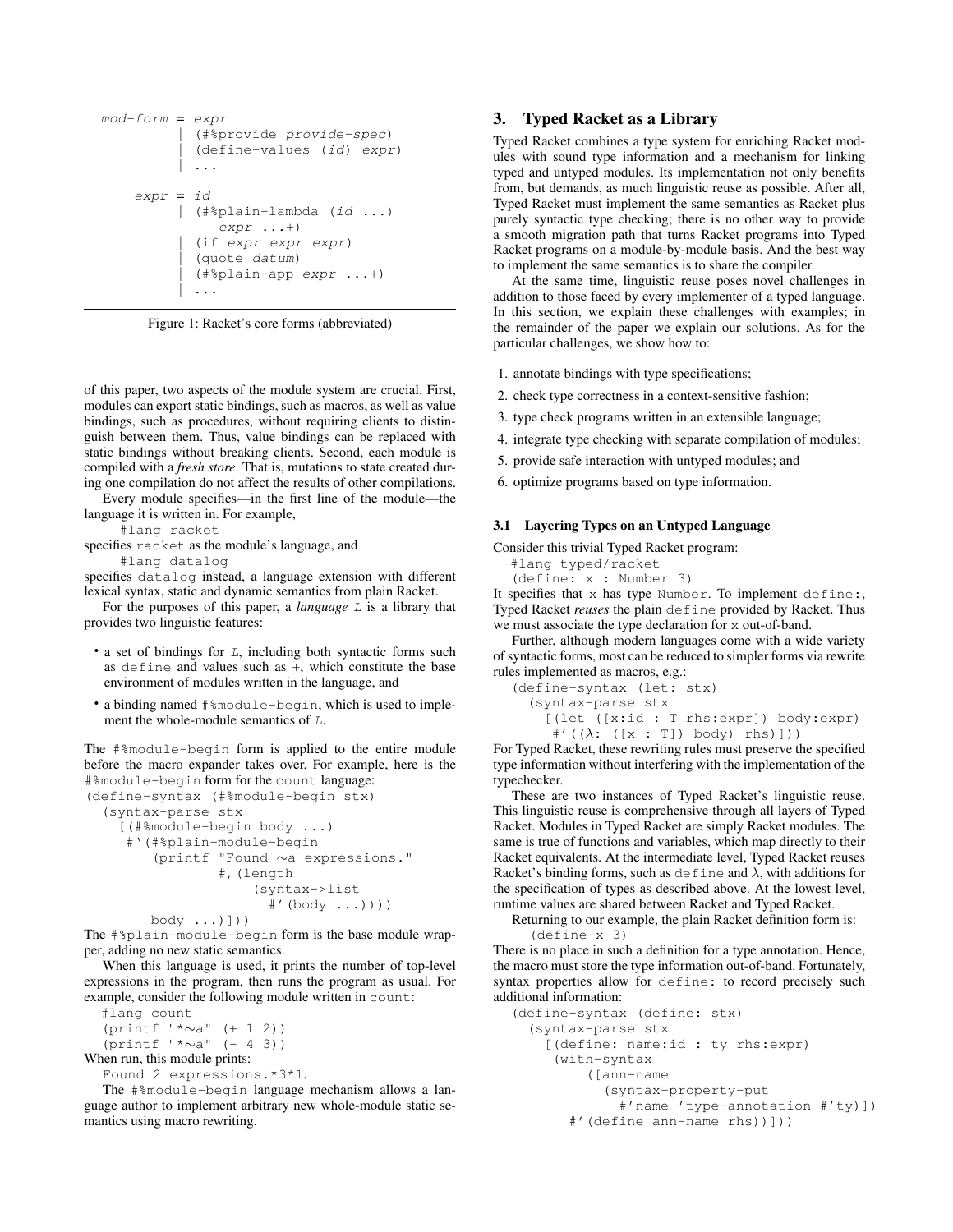```
mod-form = expr
         | (#%provide provide-spec)
         | (define-values (id) expr)
         | ...

    expr = id
         | (#%plain-lambda (id ...)
             expr ...+)
         | (if expr expr expr)
         | (quote datum)
         | (#%plain-app expr ...+)
         | ...
```

Figure 1: Racket's core forms (abbreviated)

of this paper, two aspects of the module system are crucial. First, modules can export static bindings, such as macros, as well as value bindings, such as procedures, without requiring clients to distinguish between them. Thus, value bindings can be replaced with static bindings without breaking clients. Second, each module is compiled with a *fresh store*. That is, mutations to state created during one compilation do not affect the results of other compilations.

Every module specifies—in the first line of the module—the language it is written in. For example,

```
#lang racket
```

specifies `racket` as the module's language, and

```
#lang datalog
```

specifies `datalog` instead, a language extension with different lexical syntax, static and dynamic semantics from plain Racket.

For the purposes of this paper, a *language* *L* is a library that provides two linguistic features:

- a set of bindings for *L*, including both syntactic forms such as `define` and values such as `+`, which constitute the base environment of modules written in the language, and
- a binding named `#%module-begin`, which is used to implement the whole-module semantics of *L*.

The `#%module-begin` form is applied to the entire module before the macro expander takes over. For example, here is the `#%module-begin` form for the `count` language:

```
(define-syntax (#%module-begin stx)
  (syntax-parse stx
    [(#%module-begin body ...)
     #'(#%plain-module-begin
         (printf "Found ~a expressions."
                 #,(length
                     (syntax->list
                       #'(body ...))))
         body ...)]))
```

The `#%plain-module-begin` form is the base module wrapper, adding no new static semantics.

When this language is used, it prints the number of top-level expressions in the program, then runs the program as usual. For example, consider the following module written in `count`:

```
#lang count
(printf "*~a" (+ 1 2))
(printf "*~a" (- 4 3))
```

When run, this module prints:

```
Found 2 expressions.*3*1.
```

The `#%module-begin` language mechanism allows a language author to implement arbitrary new whole-module static semantics using macro rewriting.

## 3. Typed Racket as a Library

Typed Racket combines a type system for enriching Racket modules with sound type information and a mechanism for linking typed and untyped modules. Its implementation not only benefits from, but demands, as much linguistic reuse as possible. After all, Typed Racket must implement the same semantics as Racket plus purely syntactic type checking; there is no other way to provide a smooth migration path that turns Racket programs into Typed Racket programs on a module-by-module basis. And the best way to implement the same semantics is to share the compiler.

At the same time, linguistic reuse poses novel challenges in addition to those faced by every implementer of a typed language. In this section, we explain these challenges with examples; in the remainder of the paper we explain our solutions. As for the particular challenges, we show how to:

1. annotate bindings with type specifications;
2. check type correctness in a context-sensitive fashion;
3. type check programs written in an extensible language;
4. integrate type checking with separate compilation of modules;
5. provide safe interaction with untyped modules; and
6. optimize programs based on type information.

### 3.1 Layering Types on an Untyped Language

Consider this trivial Typed Racket program:

```
#lang typed/racket
(define: x : Number 3)
```

It specifies that `x` has type `Number`. To implement `define:`, Typed Racket *reuses* the plain `define` provided by Racket. Thus we must associate the type declaration for `x` out-of-band.

Further, although modern languages come with a wide variety of syntactic forms, most can be reduced to simpler forms via rewrite rules implemented as macros, e.g.:

```
(define-syntax (let: stx)
  (syntax-parse stx
    [(let ([x:id : T rhs:expr]) body:expr)
     #'((λ: ([x : T]) body) rhs)]))
```

For Typed Racket, these rewriting rules must preserve the specified type information without interfering with the implementation of the typechecker.

These are two instances of Typed Racket's linguistic reuse. This linguistic reuse is comprehensive through all layers of Typed Racket. Modules in Typed Racket are simply Racket modules. The same is true of functions and variables, which map directly to their Racket equivalents. At the intermediate level, Typed Racket reuses Racket's binding forms, such as `define` and λ, with additions for the specification of types as described above. At the lowest level, runtime values are shared between Racket and Typed Racket.

Returning to our example, the plain Racket definition form is:

```
(define x 3)
```

There is no place in such a definition for a type annotation. Hence, the macro must store the type information out-of-band. Fortunately, syntax properties allow for `define:` to record precisely such additional information:

```
(define-syntax (define: stx)
  (syntax-parse stx
    [(define: name:id : ty rhs:expr)
     (with-syntax
         ([ann-name
           (syntax-property-put
             #'name 'type-annotation #'ty)])
       #'(define ann-name rhs))]))
```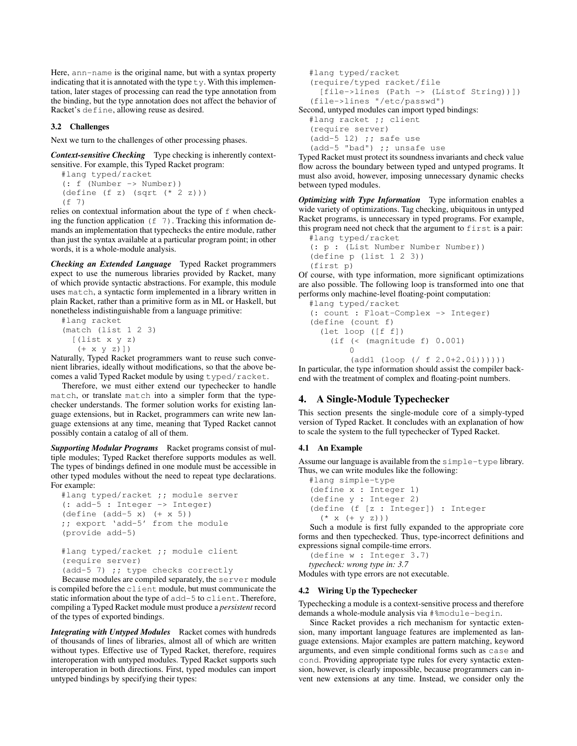Here, `ann-name` is the original name, but with a syntax property indicating that it is annotated with the type `ty`. With this implementation, later stages of processing can read the type annotation from the binding, but the type annotation does not affect the behavior of Racket's `define`, allowing reuse as desired.

### 3.2 Challenges

Next we turn to the challenges of other processing phases.

***Context-sensitive Checking*** Type checking is inherently context-sensitive. For example, this Typed Racket program:

```
#lang typed/racket
(: f (Number -> Number))
(define (f z) (sqrt (* 2 z)))
(f 7)
```

relies on contextual information about the type of `f` when checking the function application `(f 7)`. Tracking this information demands an implementation that typechecks the entire module, rather than just the syntax available at a particular program point; in other words, it is a whole-module analysis.

***Checking an Extended Language*** Typed Racket programmers expect to use the numerous libraries provided by Racket, many of which provide syntactic abstractions. For example, this module uses `match`, a syntactic form implemented in a library written in plain Racket, rather than a primitive form as in ML or Haskell, but nonetheless indistinguishable from a language primitive:

```
#lang racket
(match (list 1 2 3)
  [(list x y z)
   (+ x y z)])
```

Naturally, Typed Racket programmers want to reuse such convenient libraries, ideally without modifications, so that the above becomes a valid Typed Racket module by using `typed/racket`.

Therefore, we must either extend our typechecker to handle `match`, or translate `match` into a simpler form that the typechecker understands. The former solution works for existing language extensions, but in Racket, programmers can write new language extensions at any time, meaning that Typed Racket cannot possibly contain a catalog of all of them.

***Supporting Modular Programs*** Racket programs consist of multiple modules; Typed Racket therefore supports modules as well. The types of bindings defined in one module must be accessible in other typed modules without the need to repeat type declarations. For example:

```
#lang typed/racket ;; module server
(: add-5 : Integer -> Integer)
(define (add-5 x) (+ x 5))
;; export 'add-5' from the module
(provide add-5)

#lang typed/racket ;; module client
(require server)
(add-5 7) ;; type checks correctly
```

Because modules are compiled separately, the `server` module is compiled before the `client` module, but must communicate the static information about the type of `add-5` to `client`. Therefore, compiling a Typed Racket module must produce a *persistent* record of the types of exported bindings.

***Integrating with Untyped Modules*** Racket comes with hundreds of thousands of lines of libraries, almost all of which are written without types. Effective use of Typed Racket, therefore, requires interoperation with untyped modules. Typed Racket supports such interoperation in both directions. First, typed modules can import untyped bindings by specifying their types:

```
#lang typed/racket
(require/typed racket/file
  [file->lines (Path -> (Listof String))])
(file->lines "/etc/passwd")
```

Second, untyped modules can import typed bindings:

```
#lang racket ;; client
(require server)
(add-5 12) ;; safe use
(add-5 "bad") ;; unsafe use
```

Typed Racket must protect its soundness invariants and check value flow across the boundary between typed and untyped programs. It must also avoid, however, imposing unnecessary dynamic checks between typed modules.

***Optimizing with Type Information*** Type information enables a wide variety of optimizations. Tag checking, ubiquitous in untyped Racket programs, is unnecessary in typed programs. For example, this program need not check that the argument to `first` is a pair:

```
#lang typed/racket
(: p : (List Number Number Number))
(define p (list 1 2 3))
(first p)
```

Of course, with type information, more significant optimizations are also possible. The following loop is transformed into one that performs only machine-level floating-point computation:

```
#lang typed/racket
(: count : Float-Complex -> Integer)
(define (count f)
  (let loop ([f f])
    (if (< (magnitude f) 0.001)
        0
        (add1 (loop (/ f 2.0+2.0i))))))
```

In particular, the type information should assist the compiler backend with the treatment of complex and floating-point numbers.

## 4. A Single-Module Typechecker

This section presents the single-module core of a simply-typed version of Typed Racket. It concludes with an explanation of how to scale the system to the full typechecker of Typed Racket.

### 4.1 An Example

Assume our language is available from the `simple-type` library. Thus, we can write modules like the following:

```
#lang simple-type
(define x : Integer 1)
(define y : Integer 2)
(define (f [z : Integer]) : Integer
  (* x (+ y z)))
```

Such a module is first fully expanded to the appropriate core forms and then typechecked. Thus, type-incorrect definitions and expressions signal compile-time errors.

```
(define w : Integer 3.7)
```

*typecheck: wrong type in: 3.7*

Modules with type errors are not executable.

### 4.2 Wiring Up the Typechecker

Typechecking a module is a context-sensitive process and therefore demands a whole-module analysis via `#%module-begin`.

Since Racket provides a rich mechanism for syntactic extension, many important language features are implemented as language extensions. Major examples are pattern matching, keyword arguments, and even simple conditional forms such as `case` and `cond`. Providing appropriate type rules for every syntactic extension, however, is clearly impossible, because programmers can invent new extensions at any time. Instead, we consider only the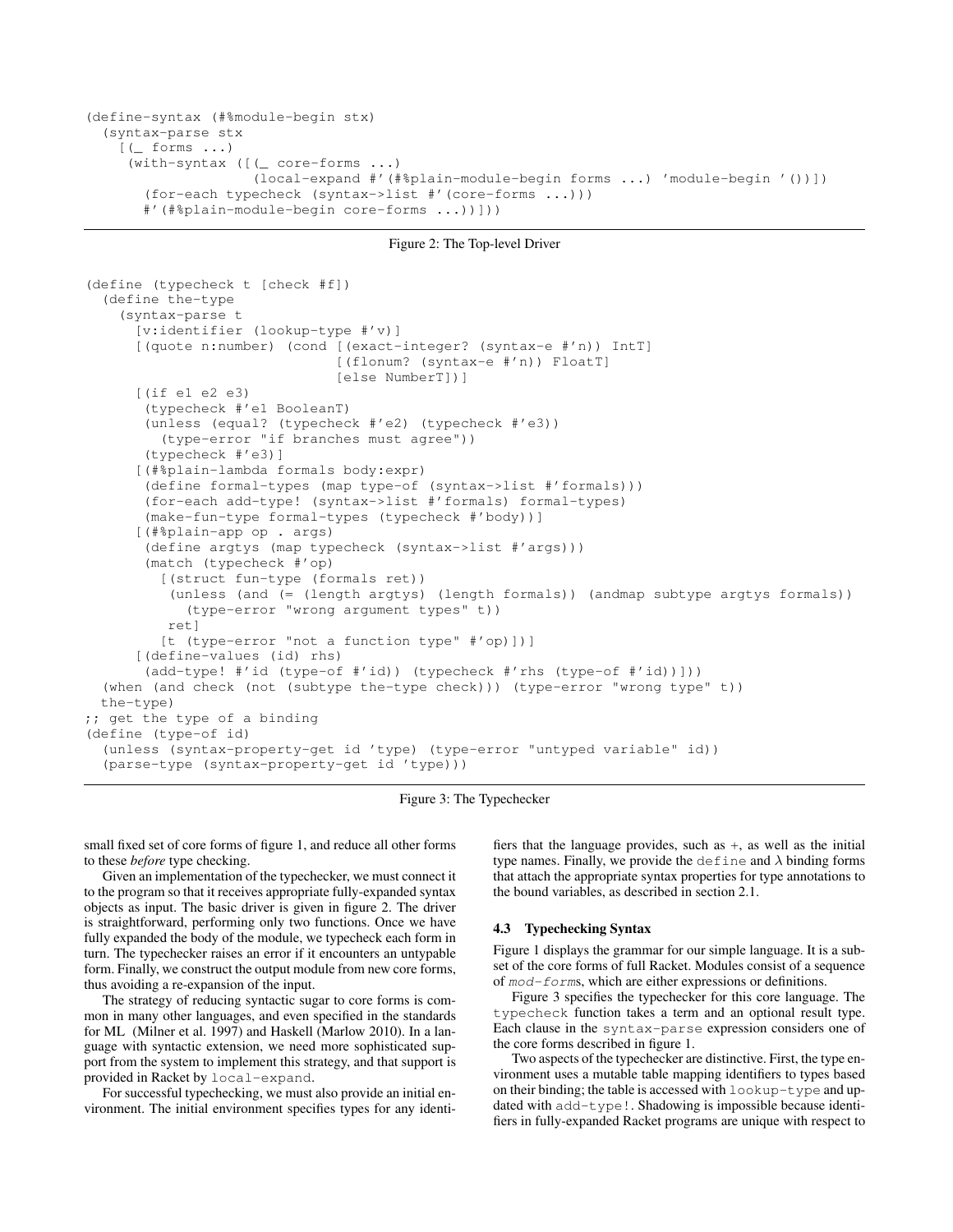```
(define-syntax (#%module-begin stx)
  (syntax-parse stx
    [(_ forms ...)
     (with-syntax ([(_ core-forms ...)
                    (local-expand #'(#%plain-module-begin forms ...) 'module-begin '())])
       (for-each typecheck (syntax->list #'(core-forms ...)))
       #'(#%plain-module-begin core-forms ...))]))
```

Figure 2: The Top-level Driver

```
(define (typecheck t [check #f])
  (define the-type
    (syntax-parse t
      [v:identifier (lookup-type #'v)]
      [(quote n:number) (cond [(exact-integer? (syntax-e #'n)) IntT]
                              [(flonum? (syntax-e #'n)) FloatT]
                              [else NumberT])]
      [(if e1 e2 e3)
       (typecheck #'e1 BooleanT)
       (unless (equal? (typecheck #'e2) (typecheck #'e3))
         (type-error "if branches must agree"))
       (typecheck #'e3)]
      [(#%plain-lambda formals body:expr)
       (define formal-types (map type-of (syntax->list #'formals)))
       (for-each add-type! (syntax->list #'formals) formal-types)
       (make-fun-type formal-types (typecheck #'body))]
      [(#%plain-app op . args)
       (define argtys (map typecheck (syntax->list #'args)))
       (match (typecheck #'op)
         [(struct fun-type (formals ret))
          (unless (and (= (length argtys) (length formals)) (andmap subtype argtys formals))
            (type-error "wrong argument types" t))
          ret]
         [t (type-error "not a function type" #'op)])]
      [(define-values (id) rhs)
       (add-type! #'id (type-of #'id)) (typecheck #'rhs (type-of #'id))]))
  (when (and check (not (subtype the-type check))) (type-error "wrong type" t))
  the-type)
;; get the type of a binding
(define (type-of id)
  (unless (syntax-property-get id 'type) (type-error "untyped variable" id))
  (parse-type (syntax-property-get id 'type)))
```

Figure 3: The Typechecker

small fixed set of core forms of figure 1, and reduce all other forms to these *before* type checking.

Given an implementation of the typechecker, we must connect it to the program so that it receives appropriate fully-expanded syntax objects as input. The basic driver is given in figure 2. The driver is straightforward, performing only two functions. Once we have fully expanded the body of the module, we typecheck each form in turn. The typechecker raises an error if it encounters an untypable form. Finally, we construct the output module from new core forms, thus avoiding a re-expansion of the input.

The strategy of reducing syntactic sugar to core forms is common in many other languages, and even specified in the standards for ML (Milner et al. 1997) and Haskell (Marlow 2010). In a language with syntactic extension, we need more sophisticated support from the system to implement this strategy, and that support is provided in Racket by `local-expand`.

For successful typechecking, we must also provide an initial environment. The initial environment specifies types for any identifiers that the language provides, such as `+`, as well as the initial type names. Finally, we provide the `define` and $\lambda$ binding forms that attach the appropriate syntax properties for type annotations to the bound variables, as described in section 2.1.

### 4.3 Typechecking Syntax

Figure 1 displays the grammar for our simple language. It is a subset of the core forms of full Racket. Modules consist of a sequence of *mod-form*s, which are either expressions or definitions.

Figure 3 specifies the typechecker for this core language. The `typecheck` function takes a term and an optional result type. Each clause in the `syntax-parse` expression considers one of the core forms described in figure 1.

Two aspects of the typechecker are distinctive. First, the type environment uses a mutable table mapping identifiers to types based on their binding; the table is accessed with `lookup-type` and updated with `add-type!`. Shadowing is impossible because identifiers in fully-expanded Racket programs are unique with respect to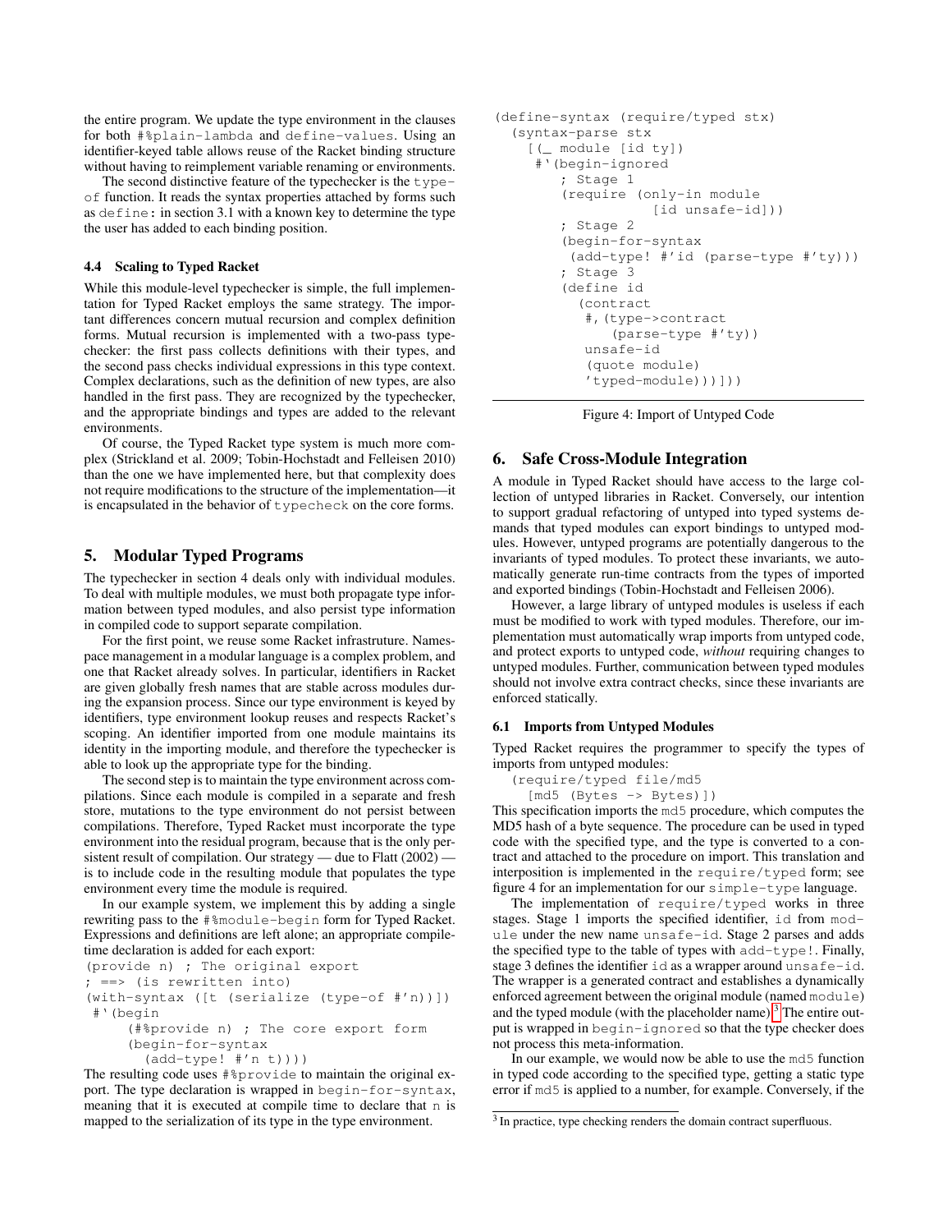the entire program. We update the type environment in the clauses for both `#%plain-lambda` and `define-values`. Using an identifier-keyed table allows reuse of the Racket binding structure without having to reimplement variable renaming or environments.

The second distinctive feature of the typechecker is the `type-of` function. It reads the syntax properties attached by forms such as `define:` in section 3.1 with a known key to determine the type the user has added to each binding position.

### 4.4 Scaling to Typed Racket

While this module-level typechecker is simple, the full implementation for Typed Racket employs the same strategy. The important differences concern mutual recursion and complex definition forms. Mutual recursion is implemented with a two-pass typechecker: the first pass collects definitions with their types, and the second pass checks individual expressions in this type context. Complex declarations, such as the definition of new types, are also handled in the first pass. They are recognized by the typechecker, and the appropriate bindings and types are added to the relevant environments.

Of course, the Typed Racket type system is much more complex (Strickland et al. 2009; Tobin-Hochstadt and Felleisen 2010) than the one we have implemented here, but that complexity does not require modifications to the structure of the implementation—it is encapsulated in the behavior of `typecheck` on the core forms.

## 5. Modular Typed Programs

The typechecker in section 4 deals only with individual modules. To deal with multiple modules, we must both propagate type information between typed modules, and also persist type information in compiled code to support separate compilation.

For the first point, we reuse some Racket infrastruture. Namespace management in a modular language is a complex problem, and one that Racket already solves. In particular, identifiers in Racket are given globally fresh names that are stable across modules during the expansion process. Since our type environment is keyed by identifiers, type environment lookup reuses and respects Racket's scoping. An identifier imported from one module maintains its identity in the importing module, and therefore the typechecker is able to look up the appropriate type for the binding.

The second step is to maintain the type environment across compilations. Since each module is compiled in a separate and fresh store, mutations to the type environment do not persist between compilations. Therefore, Typed Racket must incorporate the type environment into the residual program, because that is the only persistent result of compilation. Our strategy — due to Flatt (2002) — is to include code in the resulting module that populates the type environment every time the module is required.

In our example system, we implement this by adding a single rewriting pass to the `#%module-begin` form for Typed Racket. Expressions and definitions are left alone; an appropriate compile-time declaration is added for each export:

```
(provide n) ; The original export
; ==> (is rewritten into)
(with-syntax ([t (serialize (type-of #'n))])
 #`(begin
     (#%provide n) ; The core export form
     (begin-for-syntax
       (add-type! #'n t))))
```

The resulting code uses `#%provide` to maintain the original export. The type declaration is wrapped in `begin-for-syntax`, meaning that it is executed at compile time to declare that `n` is mapped to the serialization of its type in the type environment.

```
(define-syntax (require/typed stx)
  (syntax-parse stx
    [(_ module [id ty])
     #`(begin-ignored
        ; Stage 1
        (require (only-in module
                   [id unsafe-id]))
        ; Stage 2
        (begin-for-syntax
         (add-type! #'id (parse-type #'ty)))
        ; Stage 3
        (define id
          (contract
           #,(type->contract
              (parse-type #'ty))
           unsafe-id
           (quote module)
           'typed-module)))]))
```

Figure 4: Import of Untyped Code

## 6. Safe Cross-Module Integration

A module in Typed Racket should have access to the large collection of untyped libraries in Racket. Conversely, our intention to support gradual refactoring of untyped into typed systems demands that typed modules can export bindings to untyped modules. However, untyped programs are potentially dangerous to the invariants of typed modules. To protect these invariants, we automatically generate run-time contracts from the types of imported and exported bindings (Tobin-Hochstadt and Felleisen 2006).

However, a large library of untyped modules is useless if each must be modified to work with typed modules. Therefore, our implementation must automatically wrap imports from untyped code, and protect exports to untyped code, *without* requiring changes to untyped modules. Further, communication between typed modules should not involve extra contract checks, since these invariants are enforced statically.

### 6.1 Imports from Untyped Modules

Typed Racket requires the programmer to specify the types of imports from untyped modules:

```
(require/typed file/md5
  [md5 (Bytes -> Bytes)])
```

This specification imports the `md5` procedure, which computes the MD5 hash of a byte sequence. The procedure can be used in typed code with the specified type, and the type is converted to a contract and attached to the procedure on import. This translation and interposition is implemented in the `require/typed` form; see figure 4 for an implementation for our `simple-type` language.

The implementation of `require/typed` works in three stages. Stage 1 imports the specified identifier, `id` from `module` under the new name `unsafe-id`. Stage 2 parses and adds the specified type to the table of types with `add-type!`. Finally, stage 3 defines the identifier `id` as a wrapper around `unsafe-id`. The wrapper is a generated contract and establishes a dynamically enforced agreement between the original module (named `module`) and the typed module (with the placeholder name).[3] The entire output is wrapped in `begin-ignored` so that the type checker does not process this meta-information.

In our example, we would now be able to use the `md5` function in typed code according to the specified type, getting a static type error if `md5` is applied to a number, for example. Conversely, if the

[3] In practice, type checking renders the domain contract superfluous.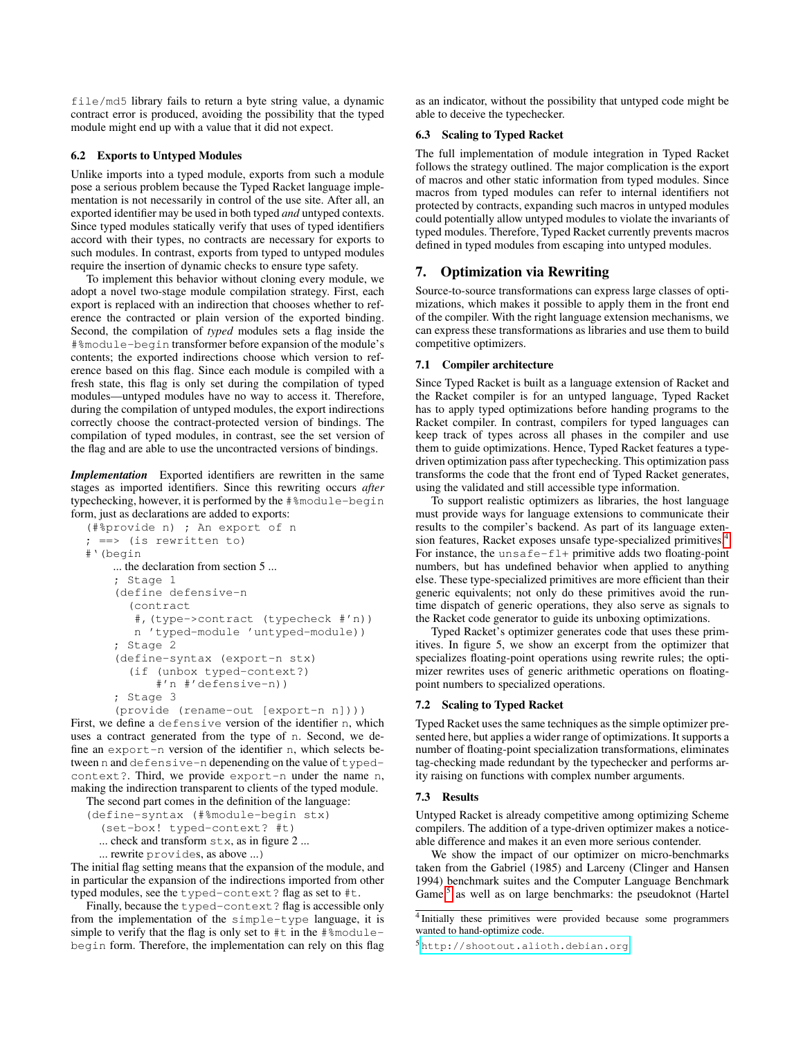file/md5 library fails to return a byte string value, a dynamic contract error is produced, avoiding the possibility that the typed module might end up with a value that it did not expect.

### 6.2 Exports to Untyped Modules

Unlike imports into a typed module, exports from such a module pose a serious problem because the Typed Racket language implementation is not necessarily in control of the use site. After all, an exported identifier may be used in both typed *and* untyped contexts. Since typed modules statically verify that uses of typed identifiers accord with their types, no contracts are necessary for exports to such modules. In contrast, exports from typed to untyped modules require the insertion of dynamic checks to ensure type safety.

To implement this behavior without cloning every module, we adopt a novel two-stage module compilation strategy. First, each export is replaced with an indirection that chooses whether to reference the contracted or plain version of the exported binding. Second, the compilation of *typed* modules sets a flag inside the `#%module-begin` transformer before expansion of the module's contents; the exported indirections choose which version to reference based on this flag. Since each module is compiled with a fresh state, this flag is only set during the compilation of typed modules—untyped modules have no way to access it. Therefore, during the compilation of untyped modules, the export indirections correctly choose the contract-protected version of bindings. The compilation of typed modules, in contrast, see the set version of the flag and are able to use the uncontracted versions of bindings.

***Implementation*** Exported identifiers are rewritten in the same stages as imported identifiers. Since this rewriting occurs *after* typechecking, however, it is performed by the `#%module-begin` form, just as declarations are added to exports:

```
(#%provide n) ; An export of n
; ==> (is rewritten to)
#'(begin
    ... the declaration from section 5 ...
    ; Stage 1
    (define defensive-n
      (contract
       #,(type->contract (typecheck #'n))
       n 'typed-module 'untyped-module))
    ; Stage 2
    (define-syntax (export-n stx)
      (if (unbox typed-context?)
          #'n #'defensive-n))
    ; Stage 3
    (provide (rename-out [export-n n])))
```

First, we define a `defensive` version of the identifier `n`, which uses a contract generated from the type of `n`. Second, we define an `export-n` version of the identifier `n`, which selects between `n` and `defensive-n` depenending on the value of `typed-context?`. Third, we provide `export-n` under the name `n`, making the indirection transparent to clients of the typed module.

The second part comes in the definition of the language:

```
(define-syntax (#%module-begin stx)
  (set-box! typed-context? #t)
  ... check and transform stx, as in figure 2 ...
  ... rewrite provides, as above ...)
```

The initial flag setting means that the expansion of the module, and in particular the expansion of the indirections imported from other typed modules, see the `typed-context?` flag as set to `#t`.

Finally, because the `typed-context?` flag is accessible only from the implementation of the `simple-type` language, it is simple to verify that the flag is only set to `#t` in the `#%module-begin` form. Therefore, the implementation can rely on this flag as an indicator, without the possibility that untyped code might be able to deceive the typechecker.

### 6.3 Scaling to Typed Racket

The full implementation of module integration in Typed Racket follows the strategy outlined. The major complication is the export of macros and other static information from typed modules. Since macros from typed modules can refer to internal identifiers not protected by contracts, expanding such macros in untyped modules could potentially allow untyped modules to violate the invariants of typed modules. Therefore, Typed Racket currently prevents macros defined in typed modules from escaping into untyped modules.

## 7. Optimization via Rewriting

Source-to-source transformations can express large classes of optimizations, which makes it possible to apply them in the front end of the compiler. With the right language extension mechanisms, we can express these transformations as libraries and use them to build competitive optimizers.

### 7.1 Compiler architecture

Since Typed Racket is built as a language extension of Racket and the Racket compiler is for an untyped language, Typed Racket has to apply typed optimizations before handing programs to the Racket compiler. In contrast, compilers for typed languages can keep track of types across all phases in the compiler and use them to guide optimizations. Hence, Typed Racket features a type-driven optimization pass after typechecking. This optimization pass transforms the code that the front end of Typed Racket generates, using the validated and still accessible type information.

To support realistic optimizers as libraries, the host language must provide ways for language extensions to communicate their results to the compiler's backend. As part of its language extension features, Racket exposes unsafe type-specialized primitives.[4] For instance, the `unsafe-fl+` primitive adds two floating-point numbers, but has undefined behavior when applied to anything else. These type-specialized primitives are more efficient than their generic equivalents; not only do these primitives avoid the runtime dispatch of generic operations, they also serve as signals to the Racket code generator to guide its unboxing optimizations.

Typed Racket's optimizer generates code that uses these primitives. In figure 5, we show an excerpt from the optimizer that specializes floating-point operations using rewrite rules; the optimizer rewrites uses of generic arithmetic operations on floating-point numbers to specialized operations.

### 7.2 Scaling to Typed Racket

Typed Racket uses the same techniques as the simple optimizer presented here, but applies a wider range of optimizations. It supports a number of floating-point specialization transformations, eliminates tag-checking made redundant by the typechecker and performs arity raising on functions with complex number arguments.

### 7.3 Results

Untyped Racket is already competitive among optimizing Scheme compilers. The addition of a type-driven optimizer makes a noticeable difference and makes it an even more serious contender.

We show the impact of our optimizer on micro-benchmarks taken from the Gabriel (1985) and Larceny (Clinger and Hansen 1994) benchmark suites and the Computer Language Benchmark Game,[5] as well as on large benchmarks: the pseudoknot (Hartel

[4] Initially these primitives were provided because some programmers wanted to hand-optimize code.

[5] http://shootout.alioth.debian.org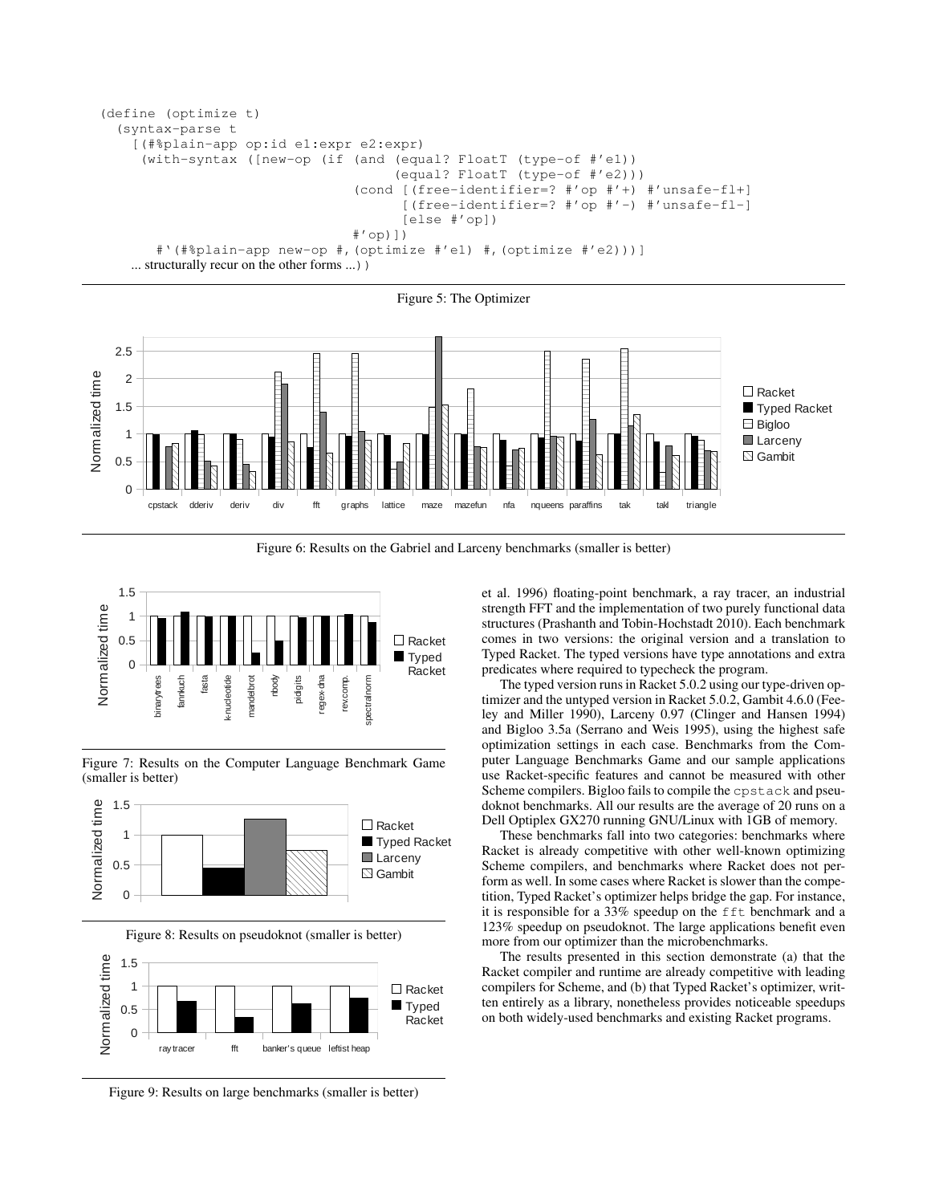```
(define (optimize t)
  (syntax-parse t
    [(#%plain-app op:id e1:expr e2:expr)
     (with-syntax ([new-op (if (and (equal? FloatT (type-of #'e1))
                                    (equal? FloatT (type-of #'e2)))
                               (cond [(free-identifier=? #'op #'+) #'unsafe-fl+]
                                     [(free-identifier=? #'op #'-) #'unsafe-fl-]
                                     [else #'op])
                               #'op)])
       #`(#%plain-app new-op #,(optimize #'e1) #,(optimize #'e2)))]
    ... structurally recur on the other forms ...))
```

Figure 5: The Optimizer

Figure 6: Results on the Gabriel and Larceny benchmarks (smaller is better)

Figure 7: Results on the Computer Language Benchmark Game (smaller is better)

Figure 8: Results on pseudoknot (smaller is better)

Figure 9: Results on large benchmarks (smaller is better)

et al. 1996) floating-point benchmark, a ray tracer, an industrial strength FFT and the implementation of two purely functional data structures (Prashanth and Tobin-Hochstadt 2010). Each benchmark comes in two versions: the original version and a translation to Typed Racket. The typed versions have type annotations and extra predicates where required to typecheck the program.

The typed version runs in Racket 5.0.2 using our type-driven optimizer and the untyped version in Racket 5.0.2, Gambit 4.6.0 (Feeley and Miller 1990), Larceny 0.97 (Clinger and Hansen 1994) and Bigloo 3.5a (Serrano and Weis 1995), using the highest safe optimization settings in each case. Benchmarks from the Computer Language Benchmarks Game and our sample applications use Racket-specific features and cannot be measured with other Scheme compilers. Bigloo fails to compile the `cpstack` and pseudoknot benchmarks. All our results are the average of 20 runs on a Dell Optiplex GX270 running GNU/Linux with 1GB of memory.

These benchmarks fall into two categories: benchmarks where Racket is already competitive with other well-known optimizing Scheme compilers, and benchmarks where Racket does not perform as well. In some cases where Racket is slower than the competition, Typed Racket's optimizer helps bridge the gap. For instance, it is responsible for a 33% speedup on the `fft` benchmark and a 123% speedup on pseudoknot. The large applications benefit even more from our optimizer than the microbenchmarks.

The results presented in this section demonstrate (a) that the Racket compiler and runtime are already competitive with leading compilers for Scheme, and (b) that Typed Racket's optimizer, written entirely as a library, nonetheless provides noticeable speedups on both widely-used benchmarks and existing Racket programs.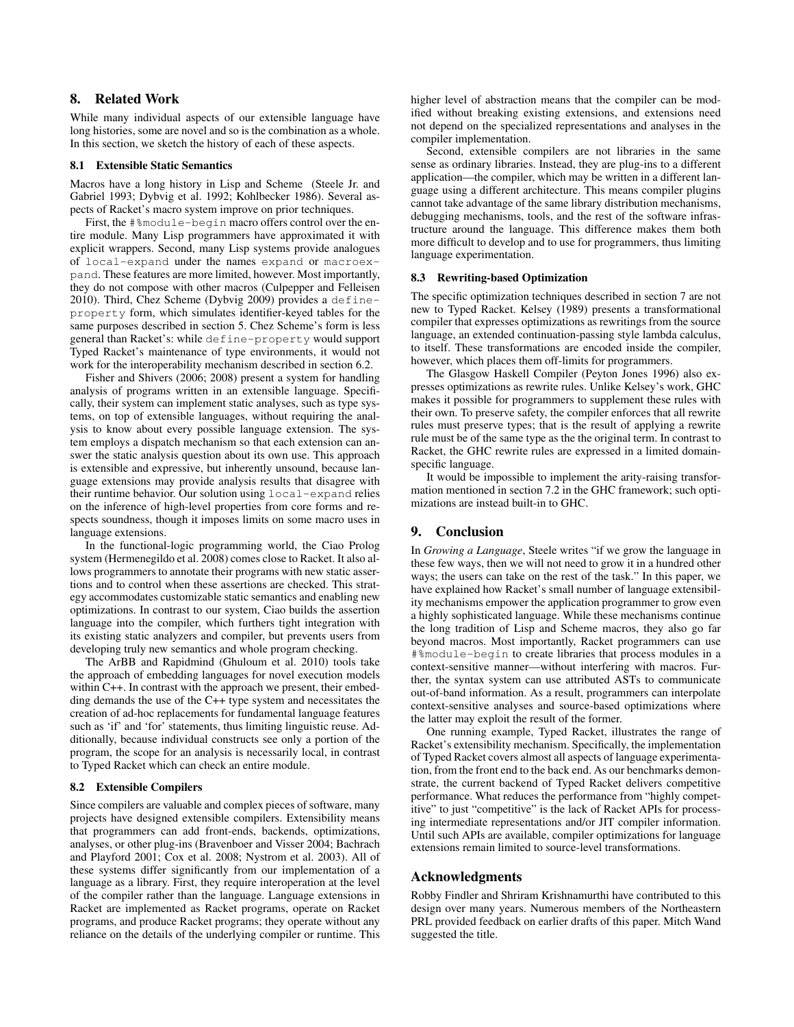## 8. Related Work

While many individual aspects of our extensible language have long histories, some are novel and so is the combination as a whole. In this section, we sketch the history of each of these aspects.

### 8.1 Extensible Static Semantics

Macros have a long history in Lisp and Scheme (Steele Jr. and Gabriel 1993; Dybvig et al. 1992; Kohlbecker 1986). Several aspects of Racket's macro system improve on prior techniques.

First, the `#%module-begin` macro offers control over the entire module. Many Lisp programmers have approximated it with explicit wrappers. Second, many Lisp systems provide analogues of `local-expand` under the names `expand` or `macroexpand`. These features are more limited, however. Most importantly, they do not compose with other macros (Culpepper and Felleisen 2010). Third, Chez Scheme (Dybvig 2009) provides a `define-property` form, which simulates identifier-keyed tables for the same purposes described in section 5. Chez Scheme's form is less general than Racket's: while `define-property` would support Typed Racket's maintenance of type environments, it would not work for the interoperability mechanism described in section 6.2.

Fisher and Shivers (2006; 2008) present a system for handling analysis of programs written in an extensible language. Specifically, their system can implement static analyses, such as type systems, on top of extensible languages, without requiring the analysis to know about every possible language extension. The system employs a dispatch mechanism so that each extension can answer the static analysis question about its own use. This approach is extensible and expressive, but inherently unsound, because language extensions may provide analysis results that disagree with their runtime behavior. Our solution using `local-expand` relies on the inference of high-level properties from core forms and respects soundness, though it imposes limits on some macro uses in language extensions.

In the functional-logic programming world, the Ciao Prolog system (Hermenegildo et al. 2008) comes close to Racket. It also allows programmers to annotate their programs with new static assertions and to control when these assertions are checked. This strategy accommodates customizable static semantics and enabling new optimizations. In contrast to our system, Ciao builds the assertion language into the compiler, which furthers tight integration with its existing static analyzers and compiler, but prevents users from developing truly new semantics and whole program checking.

The ArBB and Rapidmind (Ghuloum et al. 2010) tools take the approach of embedding languages for novel execution models within C++. In contrast with the approach we present, their embedding demands the use of the C++ type system and necessitates the creation of ad-hoc replacements for fundamental language features such as 'if' and 'for' statements, thus limiting linguistic reuse. Additionally, because individual constructs see only a portion of the program, the scope for an analysis is necessarily local, in contrast to Typed Racket which can check an entire module.

### 8.2 Extensible Compilers

Since compilers are valuable and complex pieces of software, many projects have designed extensible compilers. Extensibility means that programmers can add front-ends, backends, optimizations, analyses, or other plug-ins (Bravenboer and Visser 2004; Bachrach and Playford 2001; Cox et al. 2008; Nystrom et al. 2003). All of these systems differ significantly from our implementation of a language as a library. First, they require interoperation at the level of the compiler rather than the language. Language extensions in Racket are implemented as Racket programs, operate on Racket programs, and produce Racket programs; they operate without any reliance on the details of the underlying compiler or runtime. This higher level of abstraction means that the compiler can be modified without breaking existing extensions, and extensions need not depend on the specialized representations and analyses in the compiler implementation.

Second, extensible compilers are not libraries in the same sense as ordinary libraries. Instead, they are plug-ins to a different application—the compiler, which may be written in a different language using a different architecture. This means compiler plugins cannot take advantage of the same library distribution mechanisms, debugging mechanisms, tools, and the rest of the software infrastructure around the language. This difference makes them both more difficult to develop and to use for programmers, thus limiting language experimentation.

### 8.3 Rewriting-based Optimization

The specific optimization techniques described in section 7 are not new to Typed Racket. Kelsey (1989) presents a transformational compiler that expresses optimizations as rewritings from the source language, an extended continuation-passing style lambda calculus, to itself. These transformations are encoded inside the compiler, however, which places them off-limits for programmers.

The Glasgow Haskell Compiler (Peyton Jones 1996) also expresses optimizations as rewrite rules. Unlike Kelsey's work, GHC makes it possible for programmers to supplement these rules with their own. To preserve safety, the compiler enforces that all rewrite rules must preserve types; that is the result of applying a rewrite rule must be of the same type as the the original term. In contrast to Racket, the GHC rewrite rules are expressed in a limited domain-specific language.

It would be impossible to implement the arity-raising transformation mentioned in section 7.2 in the GHC framework; such optimizations are instead built-in to GHC.

## 9. Conclusion

In *Growing a Language*, Steele writes "if we grow the language in these few ways, then we will not need to grow it in a hundred other ways; the users can take on the rest of the task." In this paper, we have explained how Racket's small number of language extensibility mechanisms empower the application programmer to grow even a highly sophisticated language. While these mechanisms continue the long tradition of Lisp and Scheme macros, they also go far beyond macros. Most importantly, Racket programmers can use `#%module-begin` to create libraries that process modules in a context-sensitive manner—without interfering with macros. Further, the syntax system can use attributed ASTs to communicate out-of-band information. As a result, programmers can interpolate context-sensitive analyses and source-based optimizations where the latter may exploit the result of the former.

One running example, Typed Racket, illustrates the range of Racket's extensibility mechanism. Specifically, the implementation of Typed Racket covers almost all aspects of language experimentation, from the front end to the back end. As our benchmarks demonstrate, the current backend of Typed Racket delivers competitive performance. What reduces the performance from "highly competitive" to just "competitive" is the lack of Racket APIs for processing intermediate representations and/or JIT compiler information. Until such APIs are available, compiler optimizations for language extensions remain limited to source-level transformations.

## Acknowledgments

Robby Findler and Shriram Krishnamurthi have contributed to this design over many years. Numerous members of the Northeastern PRL provided feedback on earlier drafts of this paper. Mitch Wand suggested the title.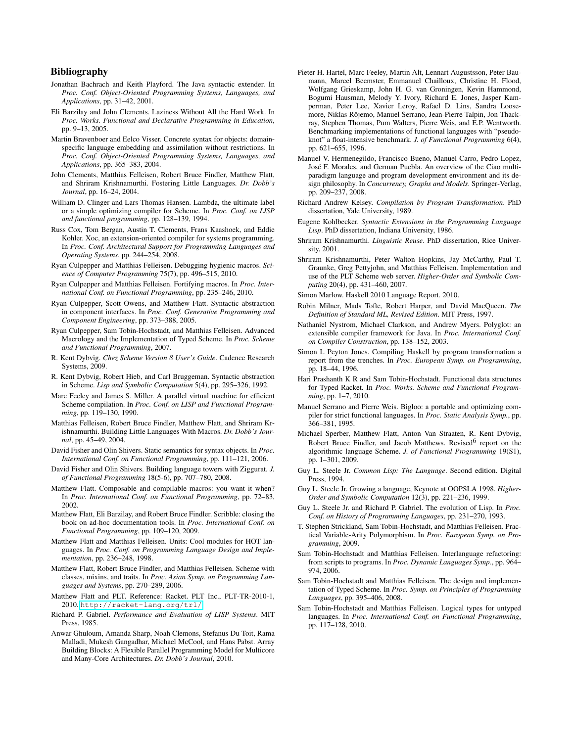## Bibliography

Jonathan Bachrach and Keith Playford. The Java syntactic extender. In *Proc. Conf. Object-Oriented Programming Systems, Languages, and Applications*, pp. 31–42, 2001.

Eli Barzilay and John Clements. Laziness Without All the Hard Work. In *Proc. Works. Functional and Declarative Programming in Education*, pp. 9–13, 2005.

Martin Bravenboer and Eelco Visser. Concrete syntax for objects: domain-specific language embedding and assimilation without restrictions. In *Proc. Conf. Object-Oriented Programming Systems, Languages, and Applications*, pp. 365–383, 2004.

John Clements, Matthias Felleisen, Robert Bruce Findler, Matthew Flatt, and Shriram Krishnamurthi. Fostering Little Languages. *Dr. Dobb's Journal*, pp. 16–24, 2004.

William D. Clinger and Lars Thomas Hansen. Lambda, the ultimate label or a simple optimizing compiler for Scheme. In *Proc. Conf. on LISP and functional programming*, pp. 128–139, 1994.

Russ Cox, Tom Bergan, Austin T. Clements, Frans Kaashoek, and Eddie Kohler. Xoc, an extension-oriented compiler for systems programming. In *Proc. Conf. Architectural Support for Programming Languages and Operating Systems*, pp. 244–254, 2008.

Ryan Culpepper and Matthias Felleisen. Debugging hygienic macros. *Science of Computer Programming* 75(7), pp. 496–515, 2010.

Ryan Culpepper and Matthias Felleisen. Fortifying macros. In *Proc. International Conf. on Functional Programming*, pp. 235–246, 2010.

Ryan Culpepper, Scott Owens, and Matthew Flatt. Syntactic abstraction in component interfaces. In *Proc. Conf. Generative Programming and Component Engineering*, pp. 373–388, 2005.

Ryan Culpepper, Sam Tobin-Hochstadt, and Matthias Felleisen. Advanced Macrology and the Implementation of Typed Scheme. In *Proc. Scheme and Functional Programming*, 2007.

R. Kent Dybvig. *Chez Scheme Version 8 User's Guide*. Cadence Research Systems, 2009.

R. Kent Dybvig, Robert Hieb, and Carl Bruggeman. Syntactic abstraction in Scheme. *Lisp and Symbolic Computation* 5(4), pp. 295–326, 1992.

Marc Feeley and James S. Miller. A parallel virtual machine for efficient Scheme compilation. In *Proc. Conf. on LISP and Functional Programming*, pp. 119–130, 1990.

Matthias Felleisen, Robert Bruce Findler, Matthew Flatt, and Shriram Krishnamurthi. Building Little Languages With Macros. *Dr. Dobb's Journal*, pp. 45–49, 2004.

David Fisher and Olin Shivers. Static semantics for syntax objects. In *Proc. International Conf. on Functional Programming*, pp. 111–121, 2006.

David Fisher and Olin Shivers. Building language towers with Ziggurat. *J. of Functional Programming* 18(5-6), pp. 707–780, 2008.

Matthew Flatt. Composable and compilable macros: you want it when? In *Proc. International Conf. on Functional Programming*, pp. 72–83, 2002.

Matthew Flatt, Eli Barzilay, and Robert Bruce Findler. Scribble: closing the book on ad-hoc documentation tools. In *Proc. International Conf. on Functional Programming*, pp. 109–120, 2009.

Matthew Flatt and Matthias Felleisen. Units: Cool modules for HOT languages. In *Proc. Conf. on Programming Language Design and Implementation*, pp. 236–248, 1998.

Matthew Flatt, Robert Bruce Findler, and Matthias Felleisen. Scheme with classes, mixins, and traits. In *Proc. Asian Symp. on Programming Languages and Systems*, pp. 270–289, 2006.

Matthew Flatt and PLT. Reference: Racket. PLT Inc., PLT-TR-2010-1, 2010. http://racket-lang.org/tr1/

Richard P. Gabriel. *Performance and Evaluation of LISP Systems*. MIT Press, 1985.

Anwar Ghuloum, Amanda Sharp, Noah Clemons, Stefanus Du Toit, Rama Malladi, Mukesh Gangadhar, Michael McCool, and Hans Pabst. Array Building Blocks: A Flexible Parallel Programming Model for Multicore and Many-Core Architectures. *Dr. Dobb's Journal*, 2010.

Pieter H. Hartel, Marc Feeley, Martin Alt, Lennart Augustsson, Peter Baumann, Marcel Beemster, Emmanuel Chailloux, Christine H. Flood, Wolfgang Grieskamp, John H. G. van Groningen, Kevin Hammond, Bogumi Hausman, Melody Y. Ivory, Richard E. Jones, Jasper Kamperman, Peter Lee, Xavier Leroy, Rafael D. Lins, Sandra Loosemore, Niklas Röjemo, Manuel Serrano, Jean-Pierre Talpin, Jon Thackray, Stephen Thomas, Pum Walters, Pierre Weis, and E.P. Wentworth. Benchmarking implementations of functional languages with "pseudoknot" a float-intensive benchmark. *J. of Functional Programming* 6(4), pp. 621–655, 1996.

Manuel V. Hermenegildo, Francisco Bueno, Manuel Carro, Pedro Lopez, José F. Morales, and German Puebla. An overview of the Ciao multiparadigm language and program development environment and its design philosophy. In *Concurrency, Graphs and Models*. Springer-Verlag, pp. 209–237, 2008.

Richard Andrew Kelsey. *Compilation by Program Transformation*. PhD dissertation, Yale University, 1989.

Eugene Kohlbecker. *Syntactic Extensions in the Programming Language Lisp*. PhD dissertation, Indiana University, 1986.

Shriram Krishnamurthi. *Linguistic Reuse*. PhD dissertation, Rice University, 2001.

Shriram Krishnamurthi, Peter Walton Hopkins, Jay McCarthy, Paul T. Graunke, Greg Pettyjohn, and Matthias Felleisen. Implementation and use of the PLT Scheme web server. *Higher-Order and Symbolic Computing* 20(4), pp. 431–460, 2007.

Simon Marlow. Haskell 2010 Language Report. 2010.

Robin Milner, Mads Tofte, Robert Harper, and David MacQueen. *The Definition of Standard ML, Revised Edition*. MIT Press, 1997.

Nathaniel Nystrom, Michael Clarkson, and Andrew Myers. Polyglot: an extensible compiler framework for Java. In *Proc. International Conf. on Compiler Construction*, pp. 138–152, 2003.

Simon L Peyton Jones. Compiling Haskell by program transformation a report from the trenches. In *Proc. European Symp. on Programming*, pp. 18–44, 1996.

Hari Prashanth K R and Sam Tobin-Hochstadt. Functional data structures for Typed Racket. In *Proc. Works. Scheme and Functional Programming*, pp. 1–7, 2010.

Manuel Serrano and Pierre Weis. Bigloo: a portable and optimizing compiler for strict functional languages. In *Proc. Static Analysis Symp.*, pp. 366–381, 1995.

Michael Sperber, Matthew Flatt, Anton Van Straaten, R. Kent Dybvig, Robert Bruce Findler, and Jacob Matthews. Revised$^6$ report on the algorithmic language Scheme. *J. of Functional Programming* 19(S1), pp. 1–301, 2009.

Guy L. Steele Jr. *Common Lisp: The Language*. Second edition. Digital Press, 1994.

Guy L. Steele Jr. Growing a language, Keynote at OOPSLA 1998. *Higher-Order and Symbolic Computation* 12(3), pp. 221–236, 1999.

Guy L. Steele Jr. and Richard P. Gabriel. The evolution of Lisp. In *Proc. Conf. on History of Programming Languages*, pp. 231–270, 1993.

T. Stephen Strickland, Sam Tobin-Hochstadt, and Matthias Felleisen. Practical Variable-Arity Polymorphism. In *Proc. European Symp. on Programming*, 2009.

Sam Tobin-Hochstadt and Matthias Felleisen. Interlanguage refactoring: from scripts to programs. In *Proc. Dynamic Languages Symp.*, pp. 964–974, 2006.

Sam Tobin-Hochstadt and Matthias Felleisen. The design and implementation of Typed Scheme. In *Proc. Symp. on Principles of Programming Languages*, pp. 395–406, 2008.

Sam Tobin-Hochstadt and Matthias Felleisen. Logical types for untyped languages. In *Proc. International Conf. on Functional Programming*, pp. 117–128, 2010.